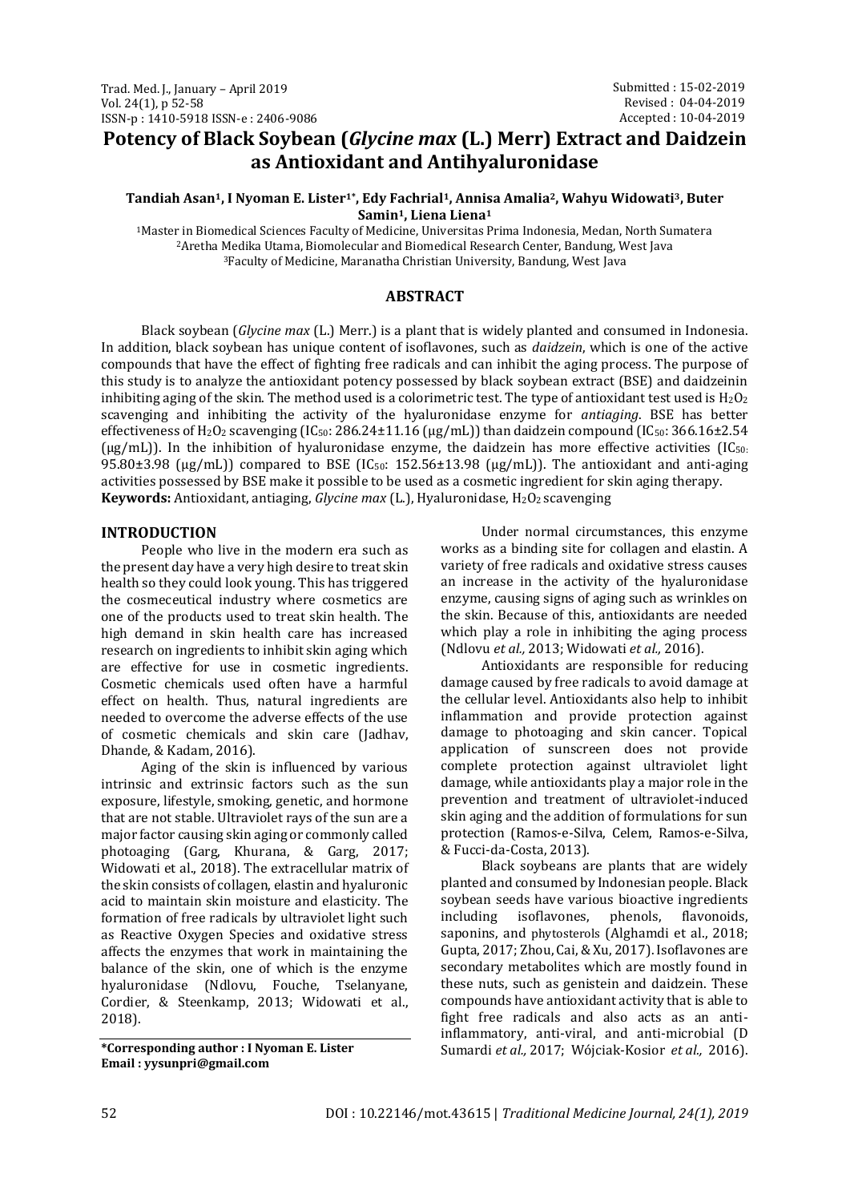# Potency of Black Soybean (*Glycine max* (L.) Merr) Extract and Daidzein as Antioxidant and Antihyaluronidase

Submitted : 15-02-2019
Revised : 04-04-2019
Accepted : 10-04-2019

**Tandiah Asan[1], I Nyoman E. Lister[1*], Edy Fachrial[1], Annisa Amalia[2], Wahyu Widowati[3], Buter Samin[1], Liena Liena[1]**

[1]Master in Biomedical Sciences Faculty of Medicine, Universitas Prima Indonesia, Medan, North Sumatera
[2]Aretha Medika Utama, Biomolecular and Biomedical Research Center, Bandung, West Java
[3]Faculty of Medicine, Maranatha Christian University, Bandung, West Java

## ABSTRACT

Black soybean (*Glycine max* (L.) Merr.) is a plant that is widely planted and consumed in Indonesia. In addition, black soybean has unique content of isoflavones, such as *daidzein*, which is one of the active compounds that have the effect of fighting free radicals and can inhibit the aging process. The purpose of this study is to analyze the antioxidant potency possessed by black soybean extract (BSE) and daidzeinin inhibiting aging of the skin. The method used is a colorimetric test. The type of antioxidant test used is $H_2O_2$ scavenging and inhibiting the activity of the hyaluronidase enzyme for *antiaging*. BSE has better effectiveness of $H_2O_2$ scavenging ($IC_{50}$: 286.24±11.16 (μg/mL)) than daidzein compound ($IC_{50}$: 366.16±2.54 (μg/mL)). In the inhibition of hyaluronidase enzyme, the daidzein has more effective activities ($IC_{50}$: 95.80±3.98 (μg/mL)) compared to BSE ($IC_{50}$: 152.56±13.98 (μg/mL)). The antioxidant and anti-aging activities possessed by BSE make it possible to be used as a cosmetic ingredient for skin aging therapy.

**Keywords:** Antioxidant, antiaging, *Glycine max* (L.), Hyaluronidase, $H_2O_2$ scavenging

## INTRODUCTION

People who live in the modern era such as the present day have a very high desire to treat skin health so they could look young. This has triggered the cosmeceutical industry where cosmetics are one of the products used to treat skin health. The high demand in skin health care has increased research on ingredients to inhibit skin aging which are effective for use in cosmetic ingredients. Cosmetic chemicals used often have a harmful effect on health. Thus, natural ingredients are needed to overcome the adverse effects of the use of cosmetic chemicals and skin care (Jadhav, Dhande, & Kadam, 2016).

Aging of the skin is influenced by various intrinsic and extrinsic factors such as the sun exposure, lifestyle, smoking, genetic, and hormone that are not stable. Ultraviolet rays of the sun are a major factor causing skin aging or commonly called photoaging (Garg, Khurana, & Garg, 2017; Widowati et al., 2018). The extracellular matrix of the skin consists of collagen, elastin and hyaluronic acid to maintain skin moisture and elasticity. The formation of free radicals by ultraviolet light such as Reactive Oxygen Species and oxidative stress affects the enzymes that work in maintaining the balance of the skin, one of which is the enzyme hyaluronidase (Ndlovu, Fouche, Tselanyane, Cordier, & Steenkamp, 2013; Widowati et al., 2018).

Under normal circumstances, this enzyme works as a binding site for collagen and elastin. A variety of free radicals and oxidative stress causes an increase in the activity of the hyaluronidase enzyme, causing signs of aging such as wrinkles on the skin. Because of this, antioxidants are needed which play a role in inhibiting the aging process (Ndlovu *et al.,* 2013; Widowati *et al.,* 2016).

Antioxidants are responsible for reducing damage caused by free radicals to avoid damage at the cellular level. Antioxidants also help to inhibit inflammation and provide protection against damage to photoaging and skin cancer. Topical application of sunscreen does not provide complete protection against ultraviolet light damage, while antioxidants play a major role in the prevention and treatment of ultraviolet-induced skin aging and the addition of formulations for sun protection (Ramos-e-Silva, Celem, Ramos-e-Silva, & Fucci-da-Costa, 2013).

Black soybeans are plants that are widely planted and consumed by Indonesian people. Black soybean seeds have various bioactive ingredients including isoflavones, phenols, flavonoids, saponins, and phytosterols (Alghamdi et al., 2018; Gupta, 2017; Zhou, Cai, & Xu, 2017). Isoflavones are secondary metabolites which are mostly found in these nuts, such as genistein and daidzein. These compounds have antioxidant activity that is able to fight free radicals and also acts as an anti-inflammatory, anti-viral, and anti-microbial (D Sumardi *et al.,* 2017; Wójciak-Kosior *et al.,* 2016).

**\*Corresponding author : I Nyoman E. Lister**
**Email : yysunpri@gmail.com**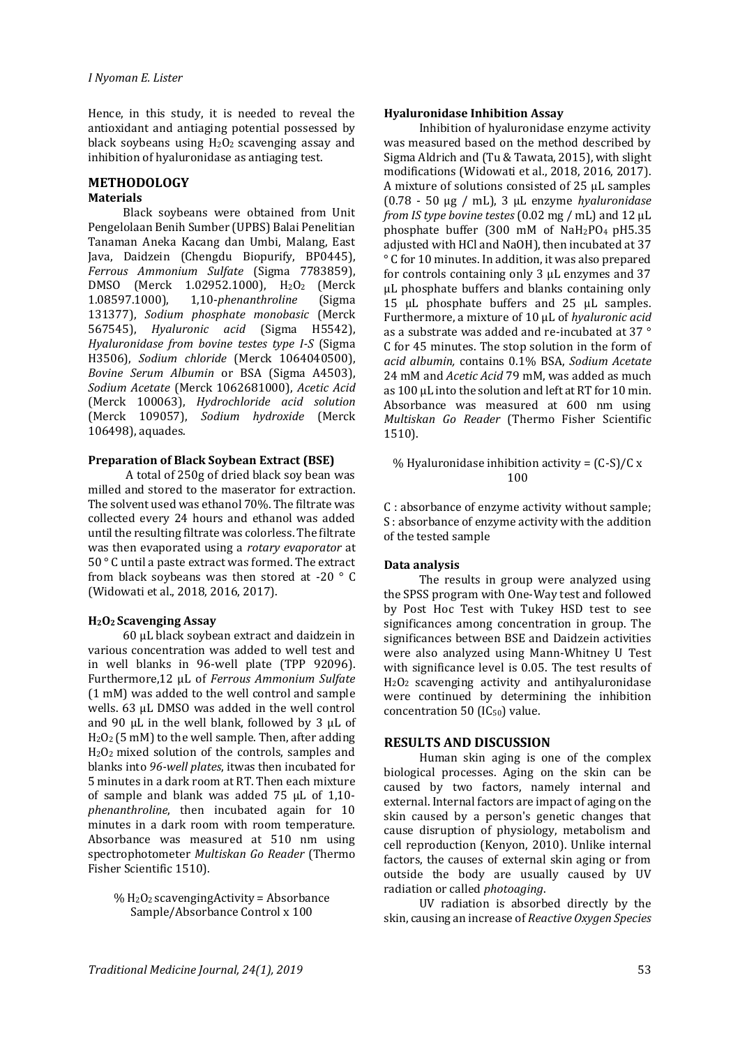Hence, in this study, it is needed to reveal the antioxidant and antiaging potential possessed by black soybeans using $H_2O_2$ scavenging assay and inhibition of hyaluronidase as antiaging test.

## METHODOLOGY

### Materials

Black soybeans were obtained from Unit Pengelolaan Benih Sumber (UPBS) Balai Penelitian Tanaman Aneka Kacang dan Umbi, Malang, East Java, Daidzein (Chengdu Biopurify, BP0445), *Ferrous Ammonium Sulfate* (Sigma 7783859), DMSO (Merck 1.02952.1000), $H_2O_2$ (Merck 1.08597.1000), 1,10-*phenanthroline* (Sigma 131377), *Sodium phosphate monobasic* (Merck 567545), *Hyaluronic acid* (Sigma H5542), *Hyaluronidase from bovine testes type I-S* (Sigma H3506), *Sodium chloride* (Merck 1064040500), *Bovine Serum Albumin* or BSA (Sigma A4503), *Sodium Acetate* (Merck 1062681000), *Acetic Acid* (Merck 100063), *Hydrochloride acid solution* (Merck 109057), *Sodium hydroxide* (Merck 106498), aquades.

### Preparation of Black Soybean Extract (BSE)

A total of 250g of dried black soy bean was milled and stored to the maserator for extraction. The solvent used was ethanol 70%. The filtrate was collected every 24 hours and ethanol was added until the resulting filtrate was colorless. The filtrate was then evaporated using a *rotary evaporator* at 50 ° C until a paste extract was formed. The extract from black soybeans was then stored at -20 ° C (Widowati et al., 2018, 2016, 2017).

### $H_2O_2$ Scavenging Assay

60 µL black soybean extract and daidzein in various concentration was added to well test and in well blanks in 96-well plate (TPP 92096). Furthermore,12 µL of *Ferrous Ammonium Sulfate* (1 mM) was added to the well control and sample wells. 63 µL DMSO was added in the well control and 90 µL in the well blank, followed by 3 µL of $H_2O_2$ (5 mM) to the well sample. Then, after adding $H_2O_2$ mixed solution of the controls, samples and blanks into *96-well plates*, itwas then incubated for 5 minutes in a dark room at RT. Then each mixture of sample and blank was added 75 µL of 1,10-*phenanthroline*, then incubated again for 10 minutes in a dark room with room temperature. Absorbance was measured at 510 nm using spectrophotometer *Multiskan Go Reader* (Thermo Fisher Scientific 1510).

$$\% \, H_2O_2 \text{ scavengingActivity} = \text{Absorbance Sample}/\text{Absorbance Control} \times 100$$

### Hyaluronidase Inhibition Assay

Inhibition of hyaluronidase enzyme activity was measured based on the method described by Sigma Aldrich and (Tu & Tawata, 2015), with slight modifications (Widowati et al., 2018, 2016, 2017). A mixture of solutions consisted of 25 µL samples (0.78 - 50 µg / mL), 3 µL enzyme *hyaluronidase from IS type bovine testes* (0.02 mg / mL) and 12 µL phosphate buffer (300 mM of $NaH_2PO_4$ pH5.35 adjusted with HCl and NaOH), then incubated at 37 ° C for 10 minutes. In addition, it was also prepared for controls containing only 3 µL enzymes and 37 µL phosphate buffers and blanks containing only 15 µL phosphate buffers and 25 µL samples. Furthermore, a mixture of 10 µL of *hyaluronic acid* as a substrate was added and re-incubated at 37 ° C for 45 minutes. The stop solution in the form of *acid albumin,* contains 0.1% BSA, *Sodium Acetate* 24 mM and *Acetic Acid* 79 mM, was added as much as 100 µL into the solution and left at RT for 10 min. Absorbance was measured at 600 nm using *Multiskan Go Reader* (Thermo Fisher Scientific 1510).

$$\% \text{ Hyaluronidase inhibition activity} = (C-S)/C \times 100$$

C : absorbance of enzyme activity without sample;
S : absorbance of enzyme activity with the addition of the tested sample

### Data analysis

The results in group were analyzed using the SPSS program with One-Way test and followed by Post Hoc Test with Tukey HSD test to see significances among concentration in group. The significances between BSE and Daidzein activities were also analyzed using Mann-Whitney U Test with significance level is 0.05. The test results of $H_2O_2$ scavenging activity and antihyaluronidase were continued by determining the inhibition concentration 50 ($IC_{50}$) value.

## RESULTS AND DISCUSSION

Human skin aging is one of the complex biological processes. Aging on the skin can be caused by two factors, namely internal and external. Internal factors are impact of aging on the skin caused by a person's genetic changes that cause disruption of physiology, metabolism and cell reproduction (Kenyon, 2010). Unlike internal factors, the causes of external skin aging or from outside the body are usually caused by UV radiation or called *photoaging*.

UV radiation is absorbed directly by the skin, causing an increase of *Reactive Oxygen Species*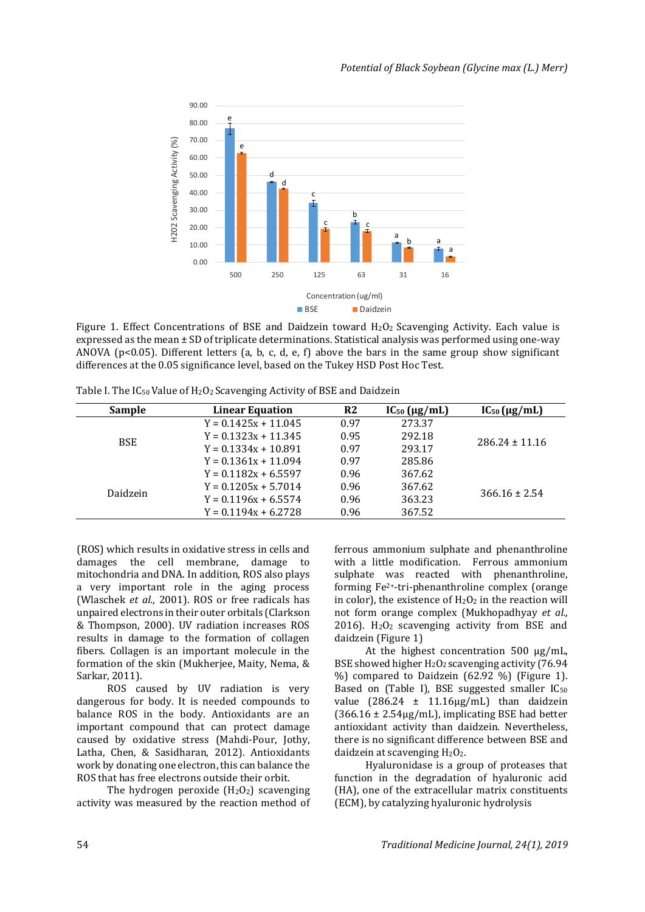Figure 1. Effect Concentrations of BSE and Daidzein toward $H_2O_2$ Scavenging Activity. Each value is expressed as the mean ± SD of triplicate determinations. Statistical analysis was performed using one-way ANOVA ($p<0.05$). Different letters (a, b, c, d, e, f) above the bars in the same group show significant differences at the 0.05 significance level, based on the Tukey HSD Post Hoc Test.

Table I. The $IC_{50}$ Value of $H_2O_2$ Scavenging Activity of BSE and Daidzein

| Sample | Linear Equation | R2 | $IC_{50}$ (μg/mL) | $IC_{50}$ (μg/mL) |
|---|---|---|---|---|
| BSE | Y = 0.1425x + 11.045 | 0.97 | 273.37 | 286.24 ± 11.16 |
| | Y = 0.1323x + 11.345 | 0.95 | 292.18 | |
| | Y = 0.1334x + 10.891 | 0.97 | 293.17 | |
| | Y = 0.1361x + 11.094 | 0.97 | 285.86 | |
| Daidzein | Y = 0.1182x + 6.5597 | 0.96 | 367.62 | 366.16 ± 2.54 |
| | Y = 0.1205x + 5.7014 | 0.96 | 367.62 | |
| | Y = 0.1196x + 6.5574 | 0.96 | 363.23 | |
| | Y = 0.1194x + 6.2728 | 0.96 | 367.52 | |

(ROS) which results in oxidative stress in cells and damages the cell membrane, damage to mitochondria and DNA. In addition, ROS also plays a very important role in the aging process (Wlaschek *et al.,* 2001). ROS or free radicals has unpaired electrons in their outer orbitals (Clarkson & Thompson, 2000). UV radiation increases ROS results in damage to the formation of collagen fibers. Collagen is an important molecule in the formation of the skin (Mukherjee, Maity, Nema, & Sarkar, 2011).

ROS caused by UV radiation is very dangerous for body. It is needed compounds to balance ROS in the body. Antioxidants are an important compound that can protect damage caused by oxidative stress (Mahdi-Pour, Jothy, Latha, Chen, & Sasidharan, 2012). Antioxidants work by donating one electron, this can balance the ROS that has free electrons outside their orbit.

The hydrogen peroxide ($H_2O_2$) scavenging activity was measured by the reaction method of ferrous ammonium sulphate and phenanthroline with a little modification. Ferrous ammonium sulphate was reacted with phenanthroline, forming $Fe^{2+}$-tri-phenanthroline complex (orange in color), the existence of $H_2O_2$ in the reaction will not form orange complex (Mukhopadhyay *et al.,* 2016). $H_2O_2$ scavenging activity from BSE and daidzein (Figure 1)

At the highest concentration 500 μg/mL, BSE showed higher $H_2O_2$ scavenging activity (76.94 %) compared to Daidzein (62.92 %) (Figure 1). Based on (Table I), BSE suggested smaller $IC_{50}$ value (286.24 ± 11.16μg/mL) than daidzein (366.16 ± 2.54μg/mL), implicating BSE had better antioxidant activity than daidzein. Nevertheless, there is no significant difference between BSE and daidzein at scavenging $H_2O_2$.

Hyaluronidase is a group of proteases that function in the degradation of hyaluronic acid (HA), one of the extracellular matrix constituents (ECM), by catalyzing hyaluronic hydrolysis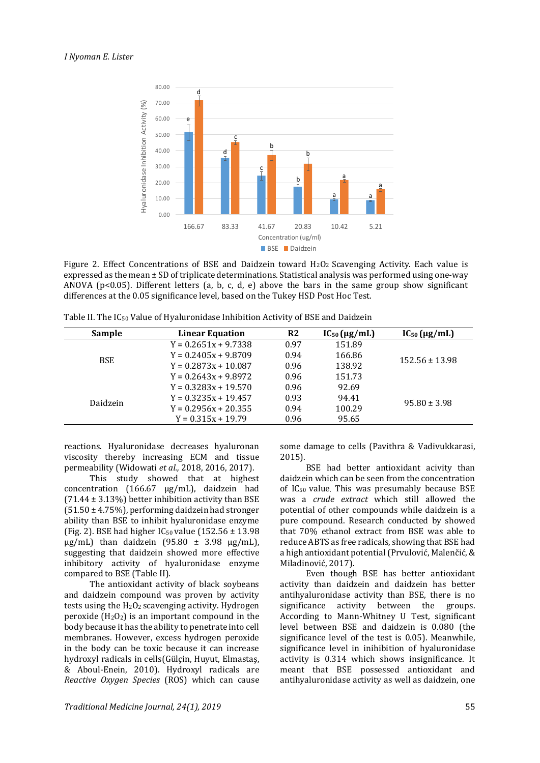Figure 2. Effect Concentrations of BSE and Daidzein toward $H_2O_2$ Scavenging Activity. Each value is expressed as the mean ± SD of triplicate determinations. Statistical analysis was performed using one-way ANOVA ($p<0.05$). Different letters (a, b, c, d, e) above the bars in the same group show significant differences at the 0.05 significance level, based on the Tukey HSD Post Hoc Test.

Table II. The $IC_{50}$ Value of Hyaluronidase Inhibition Activity of BSE and Daidzein

| Sample | Linear Equation | R2 | $IC_{50}$ (μg/mL) | $IC_{50}$ (μg/mL) |
|---|---|---|---|---|
| BSE | Y = 0.2651x + 9.7338 | 0.97 | 151.89 | 152.56 ± 13.98 |
| | Y = 0.2405x + 9.8709 | 0.94 | 166.86 | |
| | Y = 0.2873x + 10.087 | 0.96 | 138.92 | |
| | Y = 0.2643x + 9.8972 | 0.96 | 151.73 | |
| Daidzein | Y = 0.3283x + 19.570 | 0.96 | 92.69 | 95.80 ± 3.98 |
| | Y = 0.3235x + 19.457 | 0.93 | 94.41 | |
| | Y = 0.2956x + 20.355 | 0.94 | 100.29 | |
| | Y = 0.315x + 19.79 | 0.96 | 95.65 | |

reactions. Hyaluronidase decreases hyaluronan viscosity thereby increasing ECM and tissue permeability (Widowati *et al.,* 2018, 2016, 2017).

This study showed that at highest concentration (166.67 μg/mL), daidzein had (71.44 ± 3.13%) better inhibition activity than BSE (51.50 ± 4.75%), performing daidzein had stronger ability than BSE to inhibit hyaluronidase enzyme (Fig. 2). BSE had higher $IC_{50}$ value (152.56 ± 13.98 μg/mL) than daidzein (95.80 ± 3.98 μg/mL), suggesting that daidzein showed more effective inhibitory activity of hyaluronidase enzyme compared to BSE (Table II).

The antioxidant activity of black soybeans and daidzein compound was proven by activity tests using the $H_2O_2$ scavenging activity. Hydrogen peroxide ($H_2O_2$) is an important compound in the body because it has the ability to penetrate into cell membranes. However, excess hydrogen peroxide in the body can be toxic because it can increase hydroxyl radicals in cells(Gülçin, Huyut, Elmastaş, & Aboul-Enein, 2010). Hydroxyl radicals are *Reactive Oxygen Species* (ROS) which can cause some damage to cells (Pavithra & Vadivukkarasi, 2015).

BSE had better antioxidant acivity than daidzein which can be seen from the concentration of $IC_{50}$ value. This was presumably because BSE was a *crude extract* which still allowed the potential of other compounds while daidzein is a pure compound. Research conducted by showed that 70% ethanol extract from BSE was able to reduce ABTS as free radicals, showing that BSE had a high antioxidant potential (Prvulović, Malenčić, & Miladinović, 2017).

Even though BSE has better antioxidant activity than daidzein and daidzein has better antihyaluronidase activity than BSE, there is no significance activity between the groups. According to Mann-Whitney U Test, significant level between BSE and daidzein is 0.080 (the significance level of the test is 0.05). Meanwhile, significance level in inihibition of hyaluronidase activity is 0.314 which shows insignificance. It meant that BSE possessed antioxidant and antihyaluronidase activity as well as daidzein, one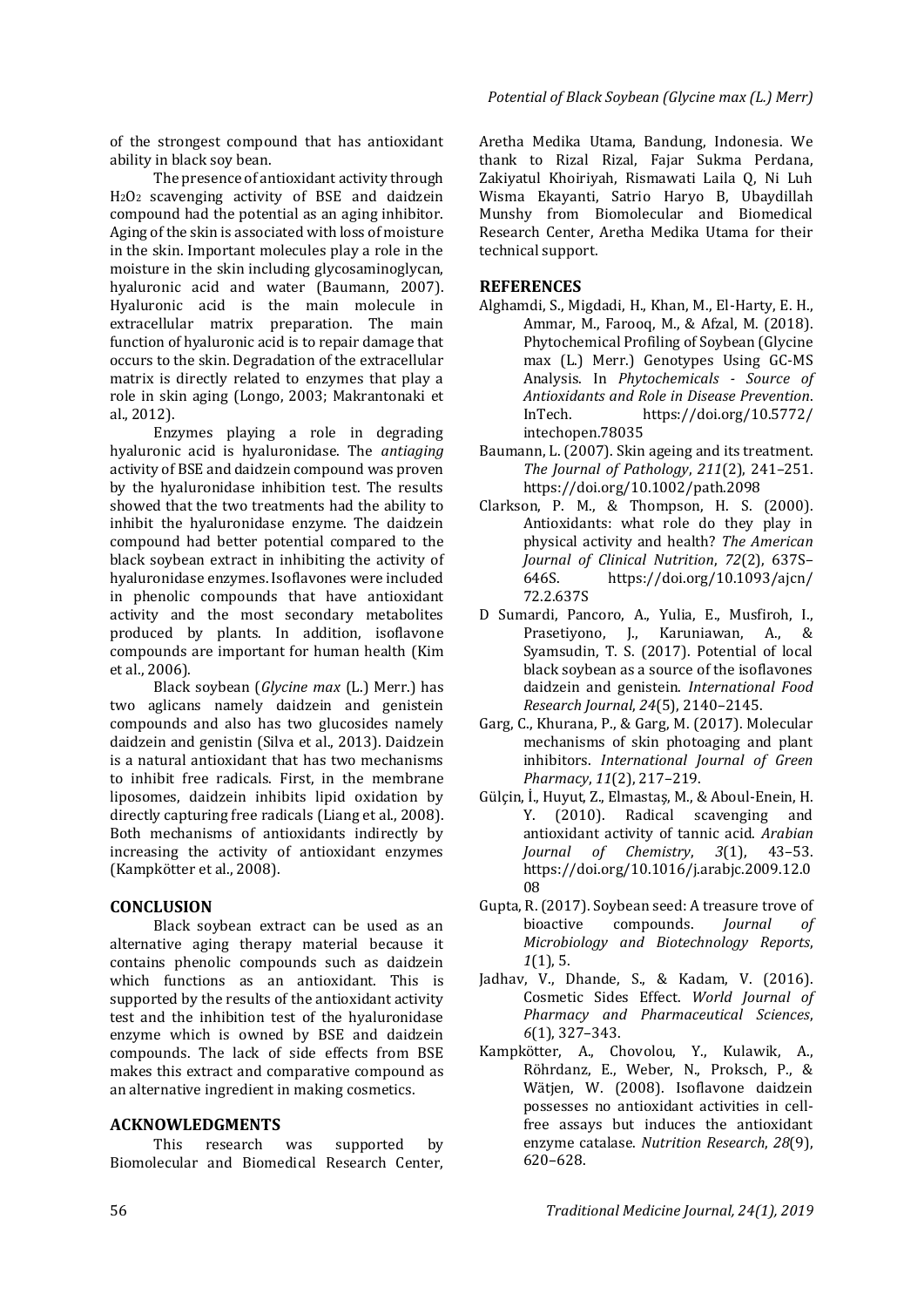of the strongest compound that has antioxidant ability in black soy bean.

The presence of antioxidant activity through $H_2O_2$ scavenging activity of BSE and daidzein compound had the potential as an aging inhibitor. Aging of the skin is associated with loss of moisture in the skin. Important molecules play a role in the moisture in the skin including glycosaminoglycan, hyaluronic acid and water (Baumann, 2007). Hyaluronic acid is the main molecule in extracellular matrix preparation. The main function of hyaluronic acid is to repair damage that occurs to the skin. Degradation of the extracellular matrix is directly related to enzymes that play a role in skin aging (Longo, 2003; Makrantonaki et al., 2012).

Enzymes playing a role in degrading hyaluronic acid is hyaluronidase. The *antiaging* activity of BSE and daidzein compound was proven by the hyaluronidase inhibition test. The results showed that the two treatments had the ability to inhibit the hyaluronidase enzyme. The daidzein compound had better potential compared to the black soybean extract in inhibiting the activity of hyaluronidase enzymes. Isoflavones were included in phenolic compounds that have antioxidant activity and the most secondary metabolites produced by plants. In addition, isoflavone compounds are important for human health (Kim et al., 2006).

Black soybean (*Glycine max* (L.) Merr.) has two aglicans namely daidzein and genistein compounds and also has two glucosides namely daidzein and genistin (Silva et al., 2013). Daidzein is a natural antioxidant that has two mechanisms to inhibit free radicals. First, in the membrane liposomes, daidzein inhibits lipid oxidation by directly capturing free radicals (Liang et al., 2008). Both mechanisms of antioxidants indirectly by increasing the activity of antioxidant enzymes (Kampkötter et al., 2008).

## CONCLUSION

Black soybean extract can be used as an alternative aging therapy material because it contains phenolic compounds such as daidzein which functions as an antioxidant. This is supported by the results of the antioxidant activity test and the inhibition test of the hyaluronidase enzyme which is owned by BSE and daidzein compounds. The lack of side effects from BSE makes this extract and comparative compound as an alternative ingredient in making cosmetics.

## ACKNOWLEDGMENTS

This research was supported by Biomolecular and Biomedical Research Center, Aretha Medika Utama, Bandung, Indonesia. We thank to Rizal Rizal, Fajar Sukma Perdana, Zakiyatul Khoiriyah, Rismawati Laila Q, Ni Luh Wisma Ekayanti, Satrio Haryo B, Ubaydillah Munshy from Biomolecular and Biomedical Research Center, Aretha Medika Utama for their technical support.

## REFERENCES

Alghamdi, S., Migdadi, H., Khan, M., El-Harty, E. H., Ammar, M., Farooq, M., & Afzal, M. (2018). Phytochemical Profiling of Soybean (Glycine max (L.) Merr.) Genotypes Using GC-MS Analysis. In *Phytochemicals - Source of Antioxidants and Role in Disease Prevention*. InTech. https://doi.org/10.5772/intechopen.78035

Baumann, L. (2007). Skin ageing and its treatment. *The Journal of Pathology*, *211*(2), 241–251. https://doi.org/10.1002/path.2098

Clarkson, P. M., & Thompson, H. S. (2000). Antioxidants: what role do they play in physical activity and health? *The American Journal of Clinical Nutrition*, *72*(2), 637S–646S. https://doi.org/10.1093/ajcn/72.2.637S

D Sumardi, Pancoro, A., Yulia, E., Musfiroh, I., Prasetiyono, J., Karuniawan, A., & Syamsudin, T. S. (2017). Potential of local black soybean as a source of the isoflavones daidzein and genistein. *International Food Research Journal*, *24*(5), 2140–2145.

Garg, C., Khurana, P., & Garg, M. (2017). Molecular mechanisms of skin photoaging and plant inhibitors. *International Journal of Green Pharmacy*, *11*(2), 217–219.

Gülçin, İ., Huyut, Z., Elmastaş, M., & Aboul-Enein, H. Y. (2010). Radical scavenging and antioxidant activity of tannic acid. *Arabian Journal of Chemistry*, *3*(1), 43–53. https://doi.org/10.1016/j.arabjc.2009.12.008

Gupta, R. (2017). Soybean seed: A treasure trove of bioactive compounds. *Journal of Microbiology and Biotechnology Reports*, *1*(1), 5.

Jadhav, V., Dhande, S., & Kadam, V. (2016). Cosmetic Sides Effect. *World Journal of Pharmacy and Pharmaceutical Sciences*, *6*(1), 327–343.

Kampkötter, A., Chovolou, Y., Kulawik, A., Röhrdanz, E., Weber, N., Proksch, P., & Wätjen, W. (2008). Isoflavone daidzein possesses no antioxidant activities in cell-free assays but induces the antioxidant enzyme catalase. *Nutrition Research*, *28*(9), 620–628.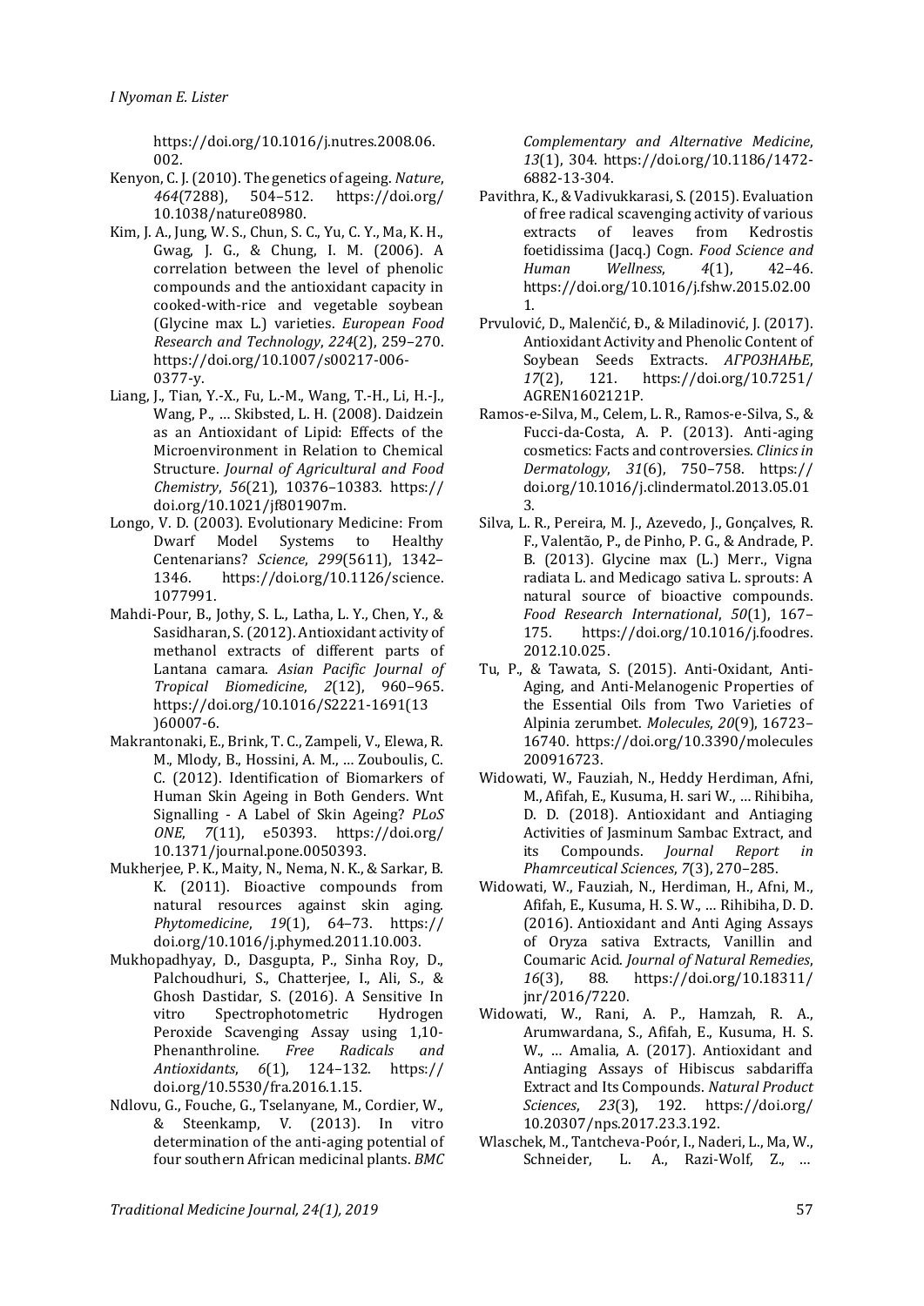https://doi.org/10.1016/j.nutres.2008.06.002.

Kenyon, C. J. (2010). The genetics of ageing. *Nature*, *464*(7288), 504–512. https://doi.org/10.1038/nature08980.

Kim, J. A., Jung, W. S., Chun, S. C., Yu, C. Y., Ma, K. H., Gwag, J. G., & Chung, I. M. (2006). A correlation between the level of phenolic compounds and the antioxidant capacity in cooked-with-rice and vegetable soybean (Glycine max L.) varieties. *European Food Research and Technology*, *224*(2), 259–270. https://doi.org/10.1007/s00217-006-0377-y.

Liang, J., Tian, Y.-X., Fu, L.-M., Wang, T.-H., Li, H.-J., Wang, P., … Skibsted, L. H. (2008). Daidzein as an Antioxidant of Lipid: Effects of the Microenvironment in Relation to Chemical Structure. *Journal of Agricultural and Food Chemistry*, *56*(21), 10376–10383. https://doi.org/10.1021/jf801907m.

Longo, V. D. (2003). Evolutionary Medicine: From Dwarf Model Systems to Healthy Centenarians? *Science*, *299*(5611), 1342–1346. https://doi.org/10.1126/science.1077991.

Mahdi-Pour, B., Jothy, S. L., Latha, L. Y., Chen, Y., & Sasidharan, S. (2012). Antioxidant activity of methanol extracts of different parts of Lantana camara. *Asian Pacific Journal of Tropical Biomedicine*, *2*(12), 960–965. https://doi.org/10.1016/S2221-1691(13)60007-6.

Makrantonaki, E., Brink, T. C., Zampeli, V., Elewa, R. M., Mlody, B., Hossini, A. M., … Zouboulis, C. C. (2012). Identification of Biomarkers of Human Skin Ageing in Both Genders. Wnt Signalling - A Label of Skin Ageing? *PLoS ONE*, *7*(11), e50393. https://doi.org/10.1371/journal.pone.0050393.

Mukherjee, P. K., Maity, N., Nema, N. K., & Sarkar, B. K. (2011). Bioactive compounds from natural resources against skin aging. *Phytomedicine*, *19*(1), 64–73. https://doi.org/10.1016/j.phymed.2011.10.003.

Mukhopadhyay, D., Dasgupta, P., Sinha Roy, D., Palchoudhuri, S., Chatterjee, I., Ali, S., & Ghosh Dastidar, S. (2016). A Sensitive In vitro Spectrophotometric Hydrogen Peroxide Scavenging Assay using 1,10-Phenanthroline. *Free Radicals and Antioxidants*, *6*(1), 124–132. https://doi.org/10.5530/fra.2016.1.15.

Ndlovu, G., Fouche, G., Tselanyane, M., Cordier, W., & Steenkamp, V. (2013). In vitro determination of the anti-aging potential of four southern African medicinal plants. *BMC Complementary and Alternative Medicine*, *13*(1), 304. https://doi.org/10.1186/1472-6882-13-304.

Pavithra, K., & Vadivukkarasi, S. (2015). Evaluation of free radical scavenging activity of various extracts of leaves from Kedrostis foetidissima (Jacq.) Cogn. *Food Science and Human Wellness*, *4*(1), 42–46. https://doi.org/10.1016/j.fshw.2015.02.001.

Prvulović, D., Malenčić, Đ., & Miladinović, J. (2017). Antioxidant Activity and Phenolic Content of Soybean Seeds Extracts. *АГРОЗНАЊЕ*, *17*(2), 121. https://doi.org/10.7251/AGREN1602121P.

Ramos-e-Silva, M., Celem, L. R., Ramos-e-Silva, S., & Fucci-da-Costa, A. P. (2013). Anti-aging cosmetics: Facts and controversies. *Clinics in Dermatology*, *31*(6), 750–758. https://doi.org/10.1016/j.clindermatol.2013.05.013.

Silva, L. R., Pereira, M. J., Azevedo, J., Gonçalves, R. F., Valentão, P., de Pinho, P. G., & Andrade, P. B. (2013). Glycine max (L.) Merr., Vigna radiata L. and Medicago sativa L. sprouts: A natural source of bioactive compounds. *Food Research International*, *50*(1), 167–175. https://doi.org/10.1016/j.foodres.2012.10.025.

Tu, P., & Tawata, S. (2015). Anti-Oxidant, Anti-Aging, and Anti-Melanogenic Properties of the Essential Oils from Two Varieties of Alpinia zerumbet. *Molecules*, *20*(9), 16723–16740. https://doi.org/10.3390/molecules200916723.

Widowati, W., Fauziah, N., Heddy Herdiman, Afni, M., Afifah, E., Kusuma, H. sari W., … Rihibiha, D. D. (2018). Antioxidant and Antiaging Activities of Jasminum Sambac Extract, and its Compounds. *Journal Report in Phamrceutical Sciences*, *7*(3), 270–285.

Widowati, W., Fauziah, N., Herdiman, H., Afni, M., Afifah, E., Kusuma, H. S. W., … Rihibiha, D. D. (2016). Antioxidant and Anti Aging Assays of Oryza sativa Extracts, Vanillin and Coumaric Acid. *Journal of Natural Remedies*, *16*(3), 88. https://doi.org/10.18311/jnr/2016/7220.

Widowati, W., Rani, A. P., Hamzah, R. A., Arumwardana, S., Afifah, E., Kusuma, H. S. W., … Amalia, A. (2017). Antioxidant and Antiaging Assays of Hibiscus sabdariffa Extract and Its Compounds. *Natural Product Sciences*, *23*(3), 192. https://doi.org/10.20307/nps.2017.23.3.192.

Wlaschek, M., Tantcheva-Poór, I., Naderi, L., Ma, W., Schneider, L. A., Razi-Wolf, Z., …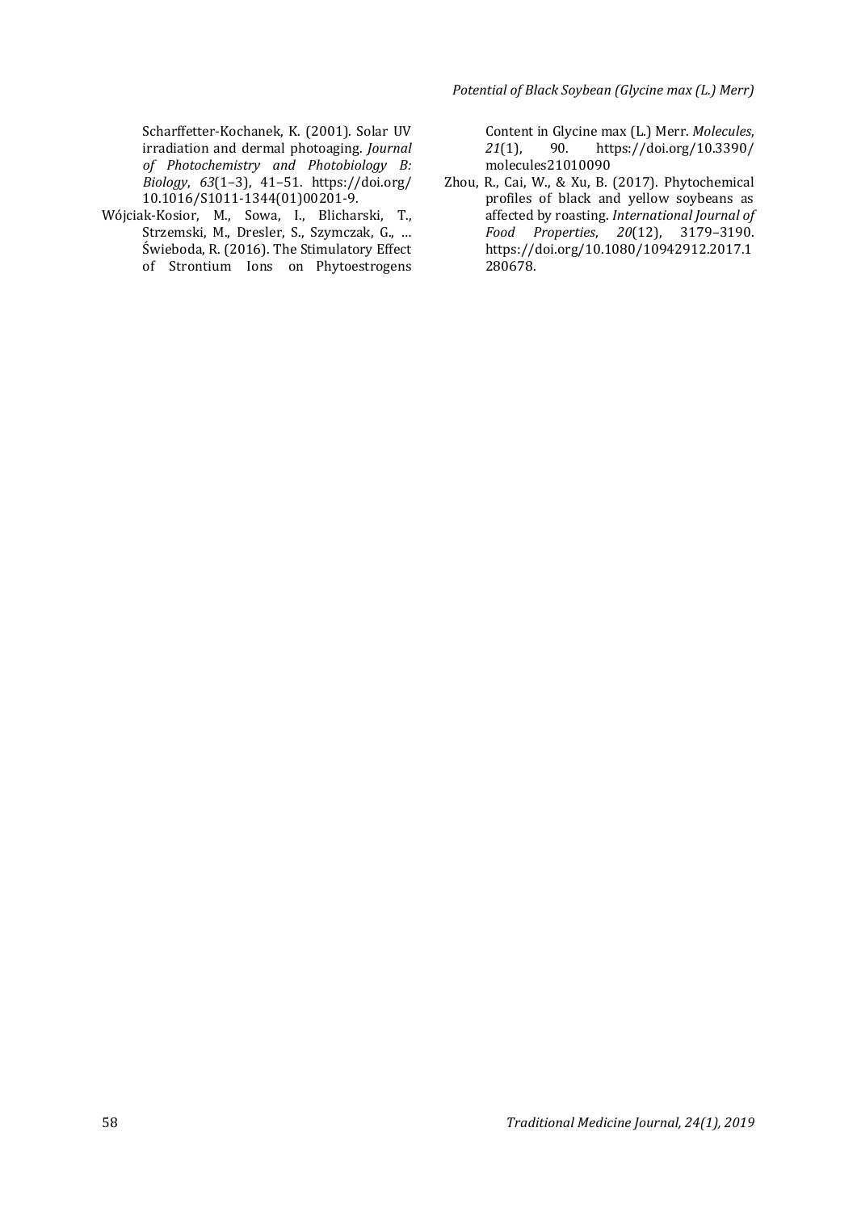Scharffetter-Kochanek, K. (2001). Solar UV irradiation and dermal photoaging. *Journal of Photochemistry and Photobiology B: Biology*, *63*(1–3), 41–51. https://doi.org/10.1016/S1011-1344(01)00201-9.

Wójciak-Kosior, M., Sowa, I., Blicharski, T., Strzemski, M., Dresler, S., Szymczak, G., … Świeboda, R. (2016). The Stimulatory Effect of Strontium Ions on Phytoestrogens Content in Glycine max (L.) Merr. *Molecules*, *21*(1), 90. https://doi.org/10.3390/molecules21010090

Zhou, R., Cai, W., & Xu, B. (2017). Phytochemical profiles of black and yellow soybeans as affected by roasting. *International Journal of Food Properties*, *20*(12), 3179–3190. https://doi.org/10.1080/10942912.2017.1280678.